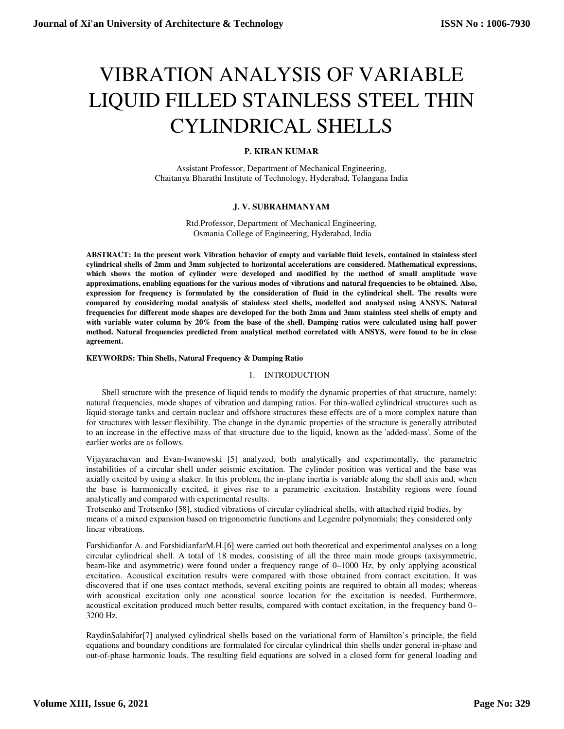# VIBRATION ANALYSIS OF VARIABLE LIQUID FILLED STAINLESS STEEL THIN CYLINDRICAL SHELLS

**P. KIRAN KUMAR**

Assistant Professor, Department of Mechanical Engineering,
Chaitanya Bharathi Institute of Technology, Hyderabad, Telangana India

**J. V. SUBRAHMANYAM**

Rtd.Professor, Department of Mechanical Engineering,
Osmania College of Engineering, Hyderabad, India

**ABSTRACT: In the present work Vibration behavior of empty and variable fluid levels, contained in stainless steel cylindrical shells of 2mm and 3mm subjected to horizontal accelerations are considered. Mathematical expressions, which shows the motion of cylinder were developed and modified by the method of small amplitude wave approximations, enabling equations for the various modes of vibrations and natural frequencies to be obtained. Also, expression for frequency is formulated by the consideration of fluid in the cylindrical shell. The results were compared by considering modal analysis of stainless steel shells, modelled and analysed using ANSYS. Natural frequencies for different mode shapes are developed for the both 2mm and 3mm stainless steel shells of empty and with variable water column by 20% from the base of the shell. Damping ratios were calculated using half power method. Natural frequencies predicted from analytical method correlated with ANSYS, were found to be in close agreement.**

**KEYWORDS: Thin Shells, Natural Frequency & Damping Ratio**

## 1. INTRODUCTION

Shell structure with the presence of liquid tends to modify the dynamic properties of that structure, namely: natural frequencies, mode shapes of vibration and damping ratios. For thin-walled cylindrical structures such as liquid storage tanks and certain nuclear and offshore structures these effects are of a more complex nature than for structures with lesser flexibility. The change in the dynamic properties of the structure is generally attributed to an increase in the effective mass of that structure due to the liquid, known as the 'added-mass'. Some of the earlier works are as follows.

Vijayarachavan and Evan-Iwanowski [5] analyzed, both analytically and experimentally, the parametric instabilities of a circular shell under seismic excitation. The cylinder position was vertical and the base was axially excited by using a shaker. In this problem, the in-plane inertia is variable along the shell axis and, when the base is harmonically excited, it gives rise to a parametric excitation. Instability regions were found analytically and compared with experimental results.

Trotsenko and Trotsenko [58], studied vibrations of circular cylindrical shells, with attached rigid bodies, by means of a mixed expansion based on trigonometric functions and Legendre polynomials; they considered only linear vibrations.

Farshidianfar A. and FarshidianfarM.H.[6] were carried out both theoretical and experimental analyses on a long circular cylindrical shell. A total of 18 modes, consisting of all the three main mode groups (axisymmetric, beam-like and asymmetric) were found under a frequency range of 0–1000 Hz, by only applying acoustical excitation. Acoustical excitation results were compared with those obtained from contact excitation. It was discovered that if one uses contact methods, several exciting points are required to obtain all modes; whereas with acoustical excitation only one acoustical source location for the excitation is needed. Furthermore, acoustical excitation produced much better results, compared with contact excitation, in the frequency band 0–3200 Hz.

RaydinSalahifar[7] analysed cylindrical shells based on the variational form of Hamilton's principle, the field equations and boundary conditions are formulated for circular cylindrical thin shells under general in-phase and out-of-phase harmonic loads. The resulting field equations are solved in a closed form for general loading and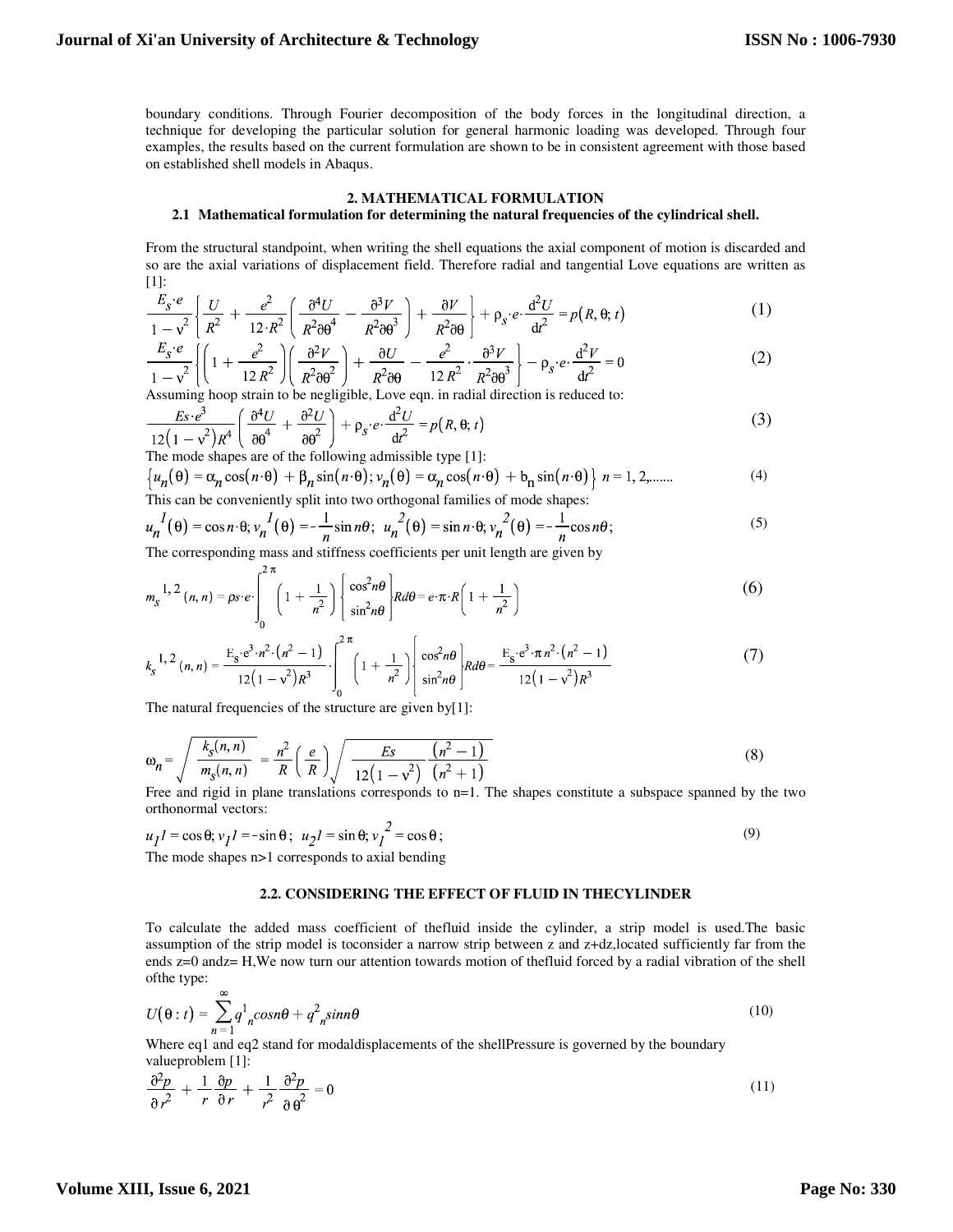boundary conditions. Through Fourier decomposition of the body forces in the longitudinal direction, a technique for developing the particular solution for general harmonic loading was developed. Through four examples, the results based on the current formulation are shown to be in consistent agreement with those based on established shell models in Abaqus.

## 2. MATHEMATICAL FORMULATION

### 2.1 Mathematical formulation for determining the natural frequencies of the cylindrical shell.

From the structural standpoint, when writing the shell equations the axial component of motion is discarded and so are the axial variations of displacement field. Therefore radial and tangential Love equations are written as [1]:

$$\frac{E_s \cdot e}{1-\nu^2}\left\{\frac{U}{R^2}+\frac{e^2}{12\cdot R^2}\left(\frac{\partial^4 U}{R^2\partial\theta^4}-\frac{\partial^3 V}{R^2\partial\theta^3}\right)+\frac{\partial V}{R^2\partial\theta}\right\}+\rho_s\cdot e\cdot\frac{d^2 U}{dt^2}=p(R,\theta;t) \tag{1}$$

$$\frac{E_s \cdot e}{1-\nu^2}\left\{\left(1+\frac{e^2}{12R^2}\right)\left(\frac{\partial^2 V}{R^2\partial\theta^2}\right)+\frac{\partial U}{R^2\partial\theta}-\frac{e^2}{12R^2}\cdot\frac{\partial^3 V}{R^2\partial\theta^3}\right\}-\rho_s\cdot e\cdot\frac{d^2 V}{dt^2}=0 \tag{2}$$

Assuming hoop strain to be negligible, Love eqn. in radial direction is reduced to:

$$\frac{Es\cdot e^3}{12\left(1-\nu^2\right)R^4}\left(\frac{\partial^4 U}{\partial\theta^4}+\frac{\partial^2 U}{\partial\theta^2}\right)+\rho_s\cdot e\cdot\frac{d^2 U}{dt^2}=p(R,\theta;t) \tag{3}$$

The mode shapes are of the following admissible type [1]:

$$\left\{u_n(\theta)=\alpha_n\cos(n\cdot\theta)+\beta_n\sin(n\cdot\theta);\, v_n(\theta)=\alpha_n\cos(n\cdot\theta)+b_n\sin(n\cdot\theta)\right\}\ n=1,2,....... \tag{4}$$

This can be conveniently split into two orthogonal families of mode shapes:

$$u_n^{\,1}(\theta)=\cos n\cdot\theta;\, v_n^{\,1}(\theta)=-\frac{1}{n}\sin n\theta;\ \ u_n^{\,2}(\theta)=\sin n\cdot\theta;\, v_n^{\,2}(\theta)=-\frac{1}{n}\cos n\theta; \tag{5}$$

The corresponding mass and stiffness coefficients per unit length are given by

$$m_s^{\,1,2}(n,n)=\rho s\cdot e\cdot\int_0^{2\pi}\left(1+\frac{1}{n^2}\right)\begin{Bmatrix}\cos^2 n\theta\\ \sin^2 n\theta\end{Bmatrix}Rd\theta=e\cdot\pi\cdot R\left(1+\frac{1}{n^2}\right) \tag{6}$$

$$k_s^{\,1,2}(n,n)=\frac{E_s\cdot e^3\cdot n^2\cdot\left(n^2-1\right)}{12\left(1-\nu^2\right)R^3}\cdot\int_0^{2\pi}\left(1+\frac{1}{n^2}\right)\begin{Bmatrix}\cos^2 n\theta\\ \sin^2 n\theta\end{Bmatrix}Rd\theta=\frac{E_s\cdot e^3\cdot\pi n^2\cdot\left(n^2-1\right)}{12\left(1-\nu^2\right)R^3} \tag{7}$$

The natural frequencies of the structure are given by[1]:

$$\omega_n=\sqrt{\frac{k_s(n,n)}{m_s(n,n)}}=\frac{n^2}{R}\left(\frac{e}{R}\right)\sqrt{\frac{Es}{12\left(1-\nu^2\right)}\frac{\left(n^2-1\right)}{\left(n^2+1\right)}} \tag{8}$$

Free and rigid in plane translations corresponds to n=1. The shapes constitute a subspace spanned by the two orthonormal vectors:

$$u_1 1=\cos\theta;\, v_1 1=-\sin\theta;\ \ u_2 1=\sin\theta;\, v_1^{\,2}=\cos\theta; \tag{9}$$

The mode shapes n>1 corresponds to axial bending

### 2.2. CONSIDERING THE EFFECT OF FLUID IN THECYLINDER

To calculate the added mass coefficient of thefluid inside the cylinder, a strip model is used.The basic assumption of the strip model is toconsider a narrow strip between z and z+dz,located sufficiently far from the ends z=0 andz= H,We now turn our attention towards motion of thefluid forced by a radial vibration of the shell ofthe type:

$$U(\theta:t)=\sum_{n=1}^{\infty}q^1{}_n cosn\theta+q^2{}_n sinn\theta \tag{10}$$

Where eq1 and eq2 stand for modaldisplacements of the shellPressure is governed by the boundary valueproblem [1]:

$$\frac{\partial^2 p}{\partial r^2}+\frac{1}{r}\frac{\partial p}{\partial r}+\frac{1}{r^2}\frac{\partial^2 p}{\partial\theta^2}=0 \tag{11}$$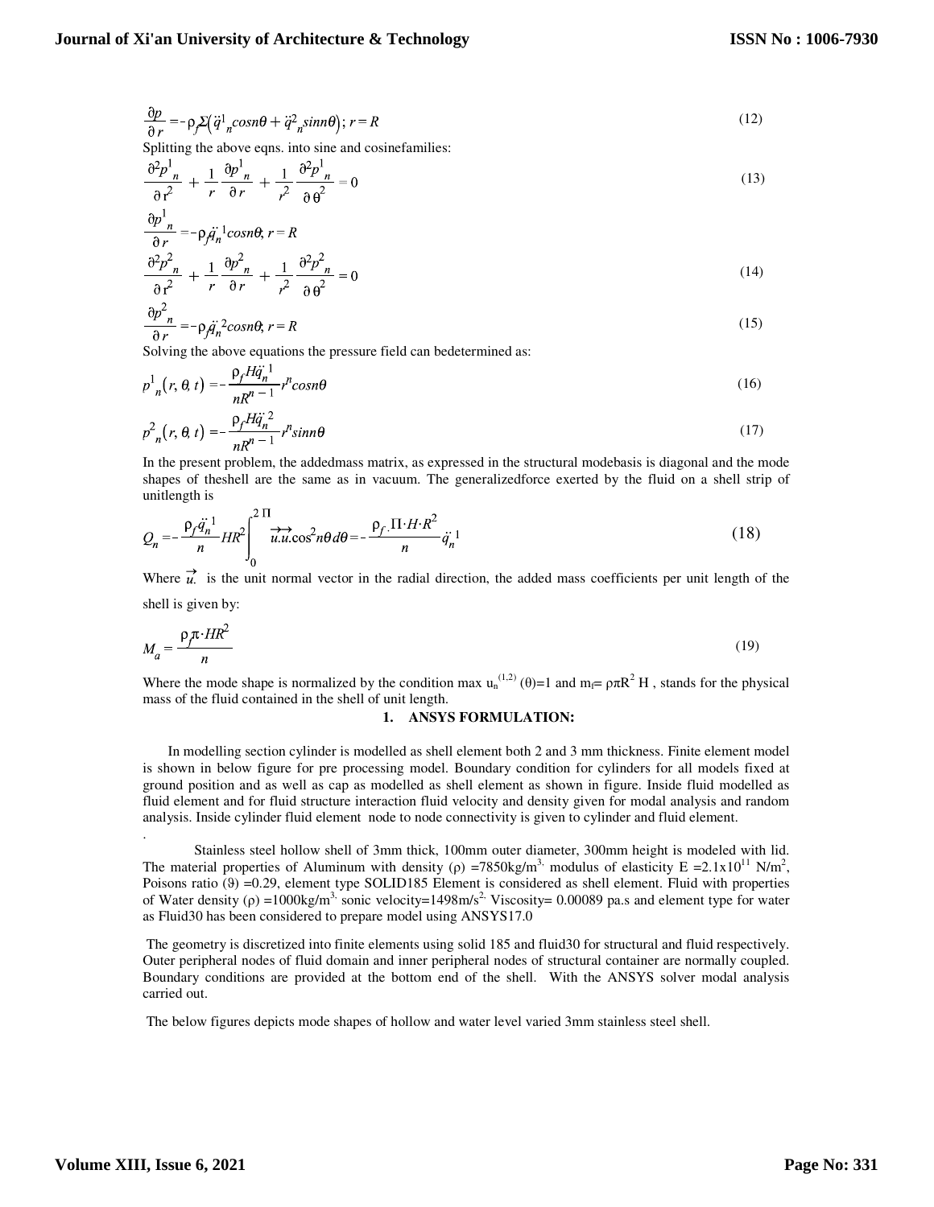$$\frac{\partial p}{\partial r} = -\rho_f \Sigma\left(\ddot{q}^1{}_n cosn\theta + \ddot{q}^2{}_n sinn\theta\right); r = R \tag{12}$$

Splitting the above eqns. into sine and cosinefamilies:

$$\frac{\partial^2 p^1{}_n}{\partial r^2} + \frac{1}{r}\frac{\partial p^1{}_n}{\partial r} + \frac{1}{r^2}\frac{\partial^2 p^1{}_n}{\partial \theta^2} = 0 \tag{13}$$

$$\frac{\partial p^1{}_n}{\partial r} = -\rho_f \ddot{q}_n{}^1 cosn\theta; r = R$$

$$\frac{\partial^2 p^2{}_n}{\partial r^2} + \frac{1}{r}\frac{\partial p^2{}_n}{\partial r} + \frac{1}{r^2}\frac{\partial^2 p^2{}_n}{\partial \theta^2} = 0 \tag{14}$$

$$\frac{\partial p^2{}_n}{\partial r} = -\rho_f \ddot{q}_n{}^2 cosn\theta; r = R \tag{15}$$

Solving the above equations the pressure field can bedetermined as:

$$p^1{}_n(r, \theta, t) = -\frac{\rho_f H \ddot{q}_n{}^1}{nR^{n-1}} r^n cosn\theta \tag{16}$$

$$p^2{}_n(r, \theta, t) = -\frac{\rho_f H \ddot{q}_n{}^2}{nR^{n-1}} r^n sinn\theta \tag{17}$$

In the present problem, the addedmass matrix, as expressed in the structural modebasis is diagonal and the mode shapes of theshell are the same as in vacuum. The generalizedforce exerted by the fluid on a shell strip of unitlength is

$$Q_n = -\frac{\rho_f \ddot{q}_n{}^1}{n} HR^2 \int_0^{2\Pi} \overrightarrow{u.u.} \cos^2 n\theta \, d\theta = -\frac{\rho_f . \Pi \cdot H \cdot R^2}{n} \ddot{q}_n{}^1 \tag{18}$$

Where $\vec{u.}$ is the unit normal vector in the radial direction, the added mass coefficients per unit length of the shell is given by:

$$M_a = \frac{\rho_f \pi \cdot HR^2}{n} \tag{19}$$

Where the mode shape is normalized by the condition max $u_n^{(1,2)}(\theta)=1$ and $m_f = \rho\pi R^2 H$ , stands for the physical mass of the fluid contained in the shell of unit length.

## 1. ANSYS FORMULATION:

In modelling section cylinder is modelled as shell element both 2 and 3 mm thickness. Finite element model is shown in below figure for pre processing model. Boundary condition for cylinders for all models fixed at ground position and as well as cap as modelled as shell element as shown in figure. Inside fluid modelled as fluid element and for fluid structure interaction fluid velocity and density given for modal analysis and random analysis. Inside cylinder fluid element node to node connectivity is given to cylinder and fluid element.

.

Stainless steel hollow shell of 3mm thick, 100mm outer diameter, 300mm height is modeled with lid. The material properties of Aluminum with density ($\rho$) =7850kg/m$^3$. modulus of elasticity E =2.1x10$^{11}$ N/m$^2$, Poisons ratio ($\vartheta$) =0.29, element type SOLID185 Element is considered as shell element. Fluid with properties of Water density ($\rho$) =1000kg/m$^3$. sonic velocity=1498m/s$^2$. Viscosity= 0.00089 pa.s and element type for water as Fluid30 has been considered to prepare model using ANSYS17.0

The geometry is discretized into finite elements using solid 185 and fluid30 for structural and fluid respectively. Outer peripheral nodes of fluid domain and inner peripheral nodes of structural container are normally coupled. Boundary conditions are provided at the bottom end of the shell. With the ANSYS solver modal analysis carried out.

The below figures depicts mode shapes of hollow and water level varied 3mm stainless steel shell.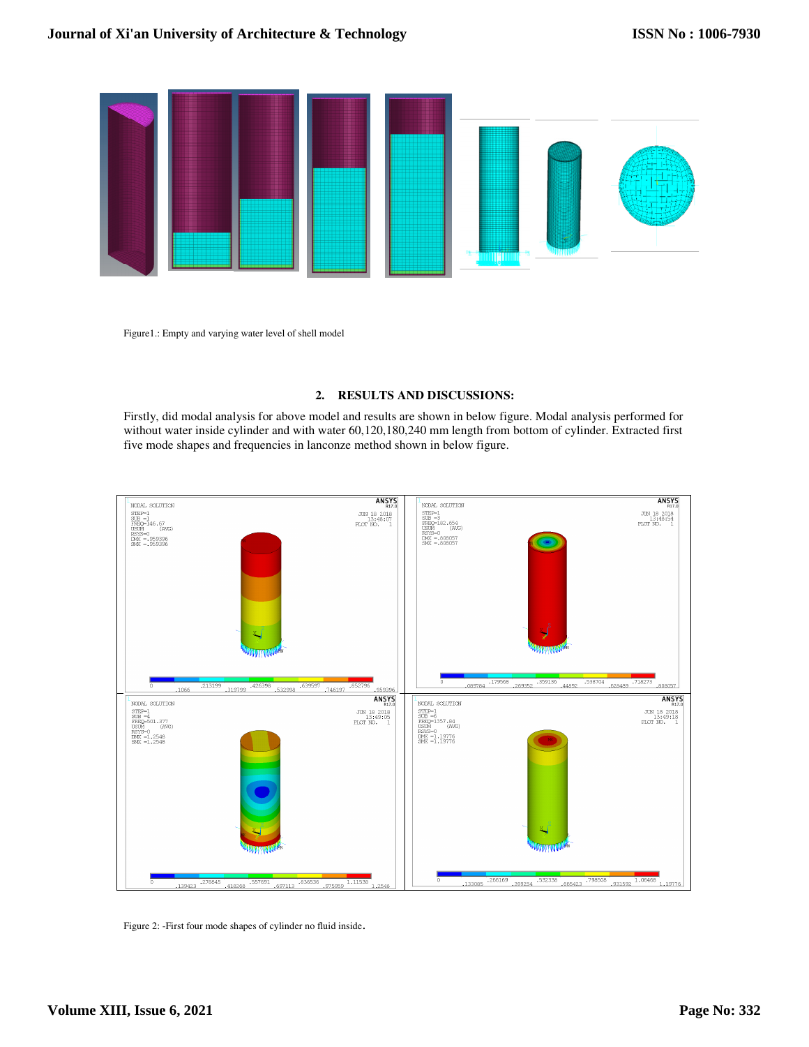Figure1.: Empty and varying water level of shell model

## 2. RESULTS AND DISCUSSIONS:

Firstly, did modal analysis for above model and results are shown in below figure. Modal analysis performed for without water inside cylinder and with water 60,120,180,240 mm length from bottom of cylinder. Extracted first five mode shapes and frequencies in lanconze method shown in below figure.

Figure 2: -First four mode shapes of cylinder no fluid inside.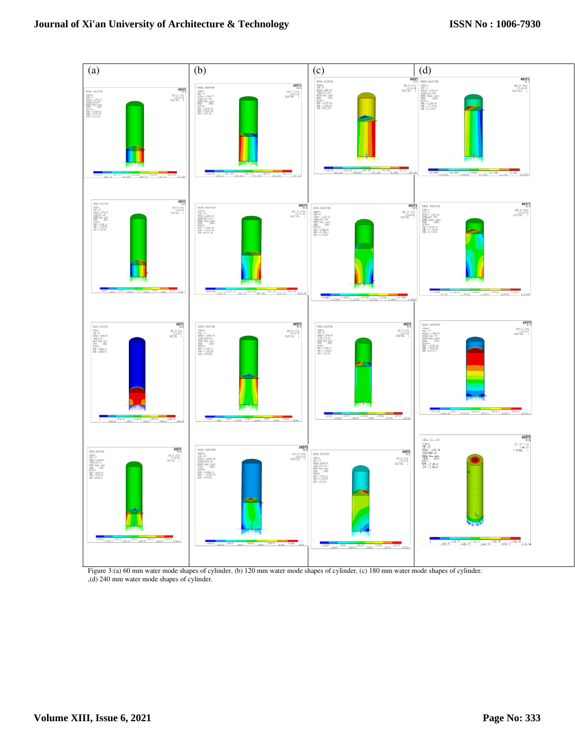Figure 3:(a) 60 mm water mode shapes of cylinder, (b) 120 mm water mode shapes of cylinder, (c) 180 mm water mode shapes of cylinder. ,(d) 240 mm water mode shapes of cylinder.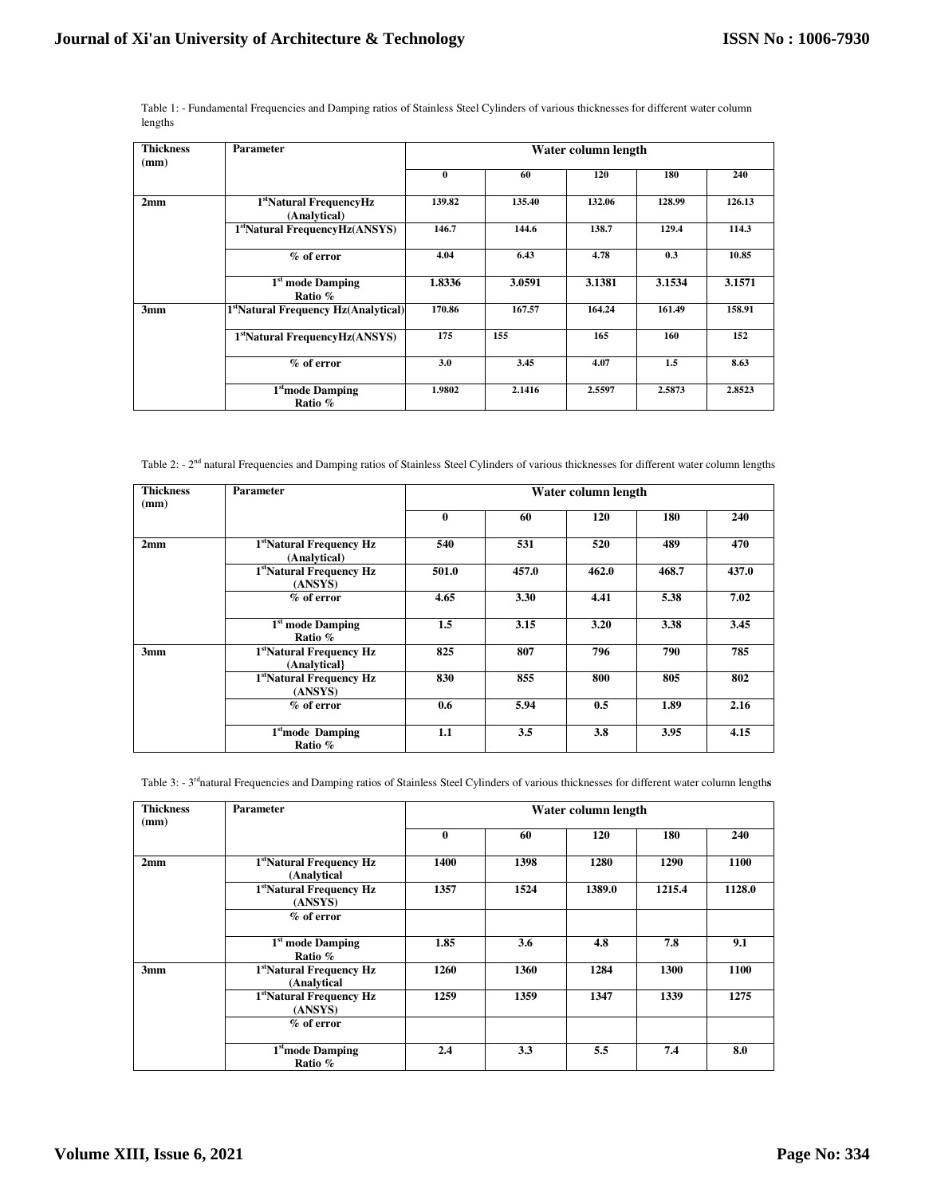Table 1: - Fundamental Frequencies and Damping ratios of Stainless Steel Cylinders of various thicknesses for different water column lengths

| Thickness (mm) | Parameter | Water column length | | | | |
|---|---|---|---|---|---|---|
| | | 0 | 60 | 120 | 180 | 240 |
| 2mm | 1[st]Natural FrequencyHz (Analytical) | 139.82 | 135.40 | 132.06 | 128.99 | 126.13 |
| | 1[st]Natural FrequencyHz(ANSYS) | 146.7 | 144.6 | 138.7 | 129.4 | 114.3 |
| | % of error | 4.04 | 6.43 | 4.78 | 0.3 | 10.85 |
| | 1[st] mode Damping Ratio % | 1.8336 | 3.0591 | 3.1381 | 3.1534 | 3.1571 |
| 3mm | 1[st]Natural Frequency Hz(Analytical) | 170.86 | 167.57 | 164.24 | 161.49 | 158.91 |
| | 1[st]Natural FrequencyHz(ANSYS) | 175 | 155 | 165 | 160 | 152 |
| | % of error | 3.0 | 3.45 | 4.07 | 1.5 | 8.63 |
| | 1[st]mode Damping Ratio % | 1.9802 | 2.1416 | 2.5597 | 2.5873 | 2.8523 |

Table 2: - 2[nd] natural Frequencies and Damping ratios of Stainless Steel Cylinders of various thicknesses for different water column lengths

| Thickness (mm) | Parameter | Water column length | | | | |
|---|---|---|---|---|---|---|
| | | 0 | 60 | 120 | 180 | 240 |
| 2mm | 1[st]Natural Frequency Hz (Analytical) | 540 | 531 | 520 | 489 | 470 |
| | 1[st]Natural Frequency Hz (ANSYS) | 501.0 | 457.0 | 462.0 | 468.7 | 437.0 |
| | % of error | 4.65 | 3.30 | 4.41 | 5.38 | 7.02 |
| | 1[st] mode Damping Ratio % | 1.5 | 3.15 | 3.20 | 3.38 | 3.45 |
| 3mm | 1[st]Natural Frequency Hz (Analytical} | 825 | 807 | 796 | 790 | 785 |
| | 1[st]Natural Frequency Hz (ANSYS) | 830 | 855 | 800 | 805 | 802 |
| | % of error | 0.6 | 5.94 | 0.5 | 1.89 | 2.16 |
| | 1[st]mode Damping Ratio % | 1.1 | 3.5 | 3.8 | 3.95 | 4.15 |

Table 3: - 3[rd]natural Frequencies and Damping ratios of Stainless Steel Cylinders of various thicknesses for different water column lengths

| Thickness (mm) | Parameter | Water column length | | | | |
|---|---|---|---|---|---|---|
| | | 0 | 60 | 120 | 180 | 240 |
| 2mm | 1[st]Natural Frequency Hz (Analytical | 1400 | 1398 | 1280 | 1290 | 1100 |
| | 1[st]Natural Frequency Hz (ANSYS) | 1357 | 1524 | 1389.0 | 1215.4 | 1128.0 |
| | % of error | | | | | |
| | 1[st] mode Damping Ratio % | 1.85 | 3.6 | 4.8 | 7.8 | 9.1 |
| 3mm | 1[st]Natural Frequency Hz (Analytical | 1260 | 1360 | 1284 | 1300 | 1100 |
| | 1[st]Natural Frequency Hz (ANSYS) | 1259 | 1359 | 1347 | 1339 | 1275 |
| | % of error | | | | | |
| | 1[st]mode Damping Ratio % | 2.4 | 3.3 | 5.5 | 7.4 | 8.0 |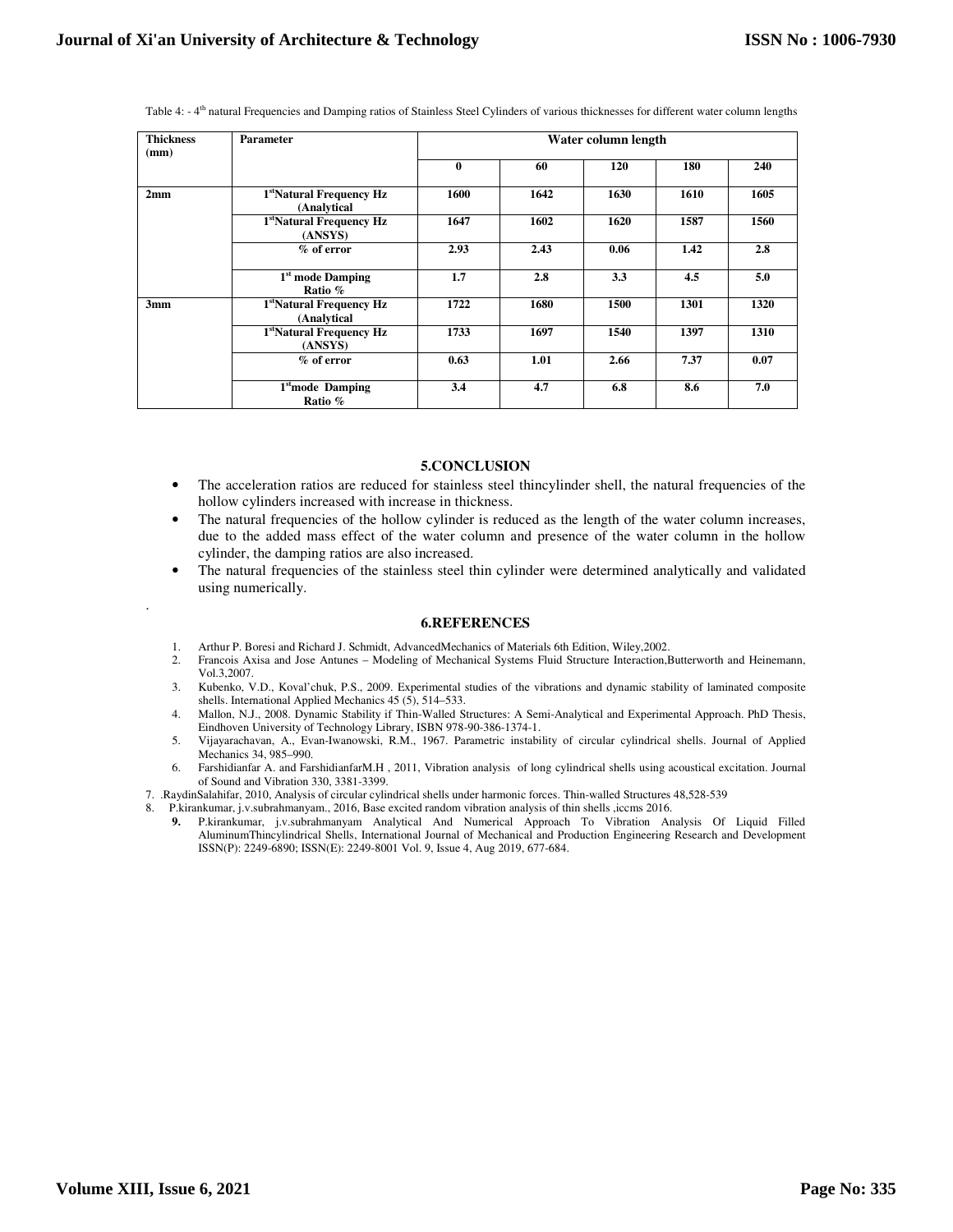Table 4: - 4th natural Frequencies and Damping ratios of Stainless Steel Cylinders of various thicknesses for different water column lengths

| Thickness (mm) | Parameter | Water column length | | | | |
|---|---|---|---|---|---|---|
| | | 0 | 60 | 120 | 180 | 240 |
| 2mm | 1stNatural Frequency Hz (Analytical | 1600 | 1642 | 1630 | 1610 | 1605 |
| | 1stNatural Frequency Hz (ANSYS) | 1647 | 1602 | 1620 | 1587 | 1560 |
| | % of error | 2.93 | 2.43 | 0.06 | 1.42 | 2.8 |
| | 1st mode Damping Ratio % | 1.7 | 2.8 | 3.3 | 4.5 | 5.0 |
| 3mm | 1stNatural Frequency Hz (Analytical | 1722 | 1680 | 1500 | 1301 | 1320 |
| | 1stNatural Frequency Hz (ANSYS) | 1733 | 1697 | 1540 | 1397 | 1310 |
| | % of error | 0.63 | 1.01 | 2.66 | 7.37 | 0.07 |
| | 1stmode Damping Ratio % | 3.4 | 4.7 | 6.8 | 8.6 | 7.0 |

## 5.CONCLUSION

- The acceleration ratios are reduced for stainless steel thincylinder shell, the natural frequencies of the hollow cylinders increased with increase in thickness.
- The natural frequencies of the hollow cylinder is reduced as the length of the water column increases, due to the added mass effect of the water column and presence of the water column in the hollow cylinder, the damping ratios are also increased.
- The natural frequencies of the stainless steel thin cylinder were determined analytically and validated using numerically.

## 6.REFERENCES

1. Arthur P. Boresi and Richard J. Schmidt, AdvancedMechanics of Materials 6th Edition, Wiley,2002.
2. Francois Axisa and Jose Antunes – Modeling of Mechanical Systems Fluid Structure Interaction,Butterworth and Heinemann, Vol.3,2007.
3. Kubenko, V.D., Koval'chuk, P.S., 2009. Experimental studies of the vibrations and dynamic stability of laminated composite shells. International Applied Mechanics 45 (5), 514–533.
4. Mallon, N.J., 2008. Dynamic Stability if Thin-Walled Structures: A Semi-Analytical and Experimental Approach. PhD Thesis, Eindhoven University of Technology Library, ISBN 978-90-386-1374-1.
5. Vijayarachavan, A., Evan-Iwanowski, R.M., 1967. Parametric instability of circular cylindrical shells. Journal of Applied Mechanics 34, 985–990.
6. Farshidianfar A. and FarshidianfarM.H , 2011, Vibration analysis of long cylindrical shells using acoustical excitation. Journal of Sound and Vibration 330, 3381-3399.
7. .RaydinSalahifar, 2010, Analysis of circular cylindrical shells under harmonic forces. Thin-walled Structures 48,528-539
8. P.kirankumar, j.v.subrahmanyam., 2016, Base excited random vibration analysis of thin shells ,iccms 2016.
9. P.kirankumar, j.v.subrahmanyam Analytical And Numerical Approach To Vibration Analysis Of Liquid Filled AluminumThincylindrical Shells, International Journal of Mechanical and Production Engineering Research and Development ISSN(P): 2249-6890; ISSN(E): 2249-8001 Vol. 9, Issue 4, Aug 2019, 677-684.